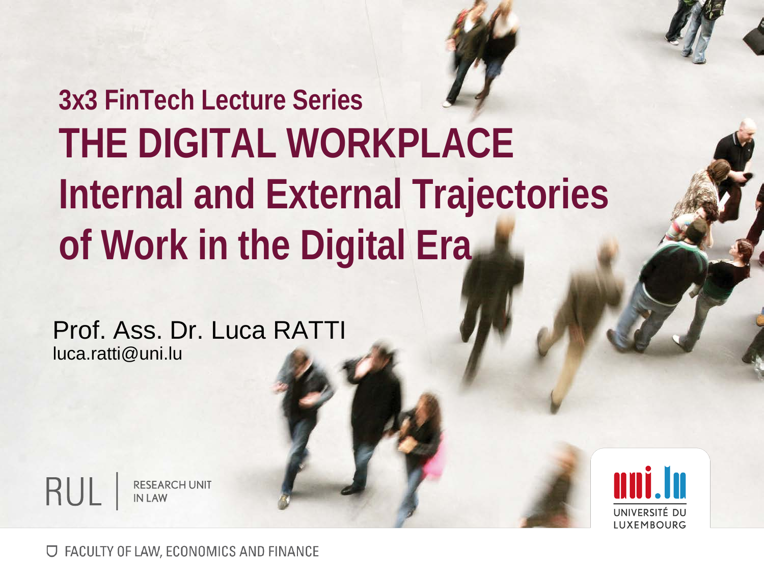## 3x3 FinTech Lecture Series

# THE DIGITAL WORKPLACE
# Internal and External Trajectories of Work in the Digital Era

Prof. Ass. Dr. Luca RATTI
luca.ratti@uni.lu

RUL | RESEARCH UNIT IN LAW

uni.lu UNIVERSITÉ DU LUXEMBOURG

FACULTY OF LAW, ECONOMICS AND FINANCE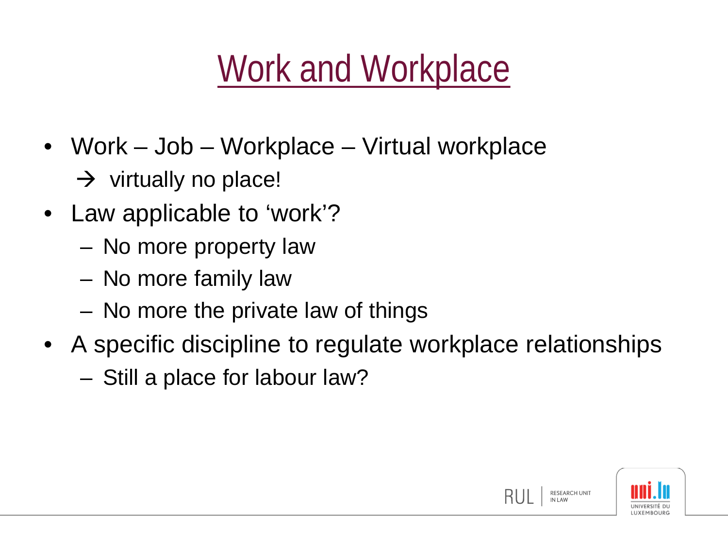# Work and Workplace

- Work – Job – Workplace – Virtual workplace
  → virtually no place!
- Law applicable to 'work'?
  - No more property law
  - No more family law
  - No more the private law of things
- A specific discipline to regulate workplace relationships
  - Still a place for labour law?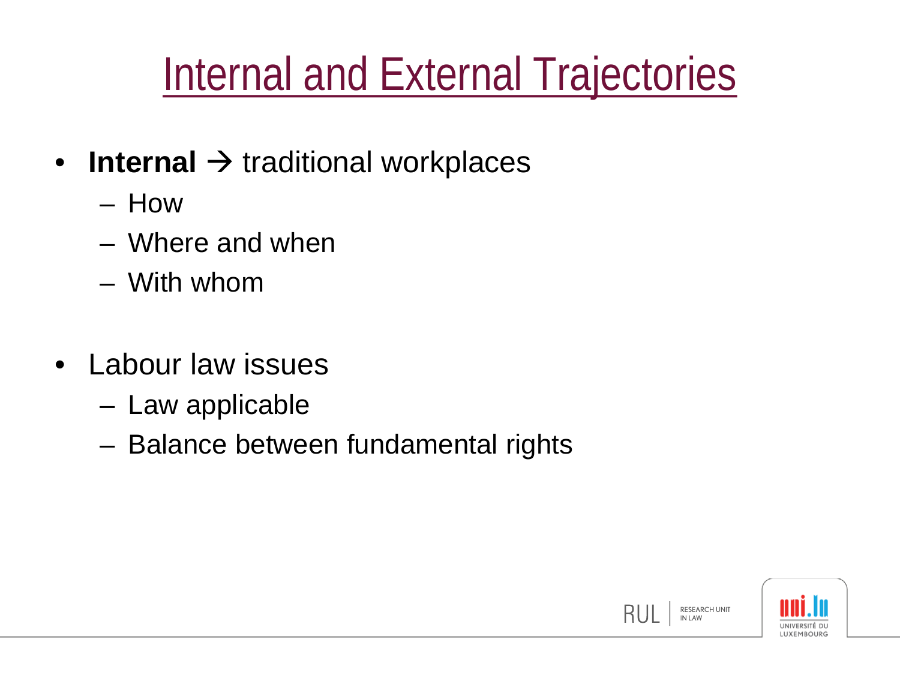# Internal and External Trajectories

- **Internal** → traditional workplaces
  - How
  - Where and when
  - With whom

- Labour law issues
  - Law applicable
  - Balance between fundamental rights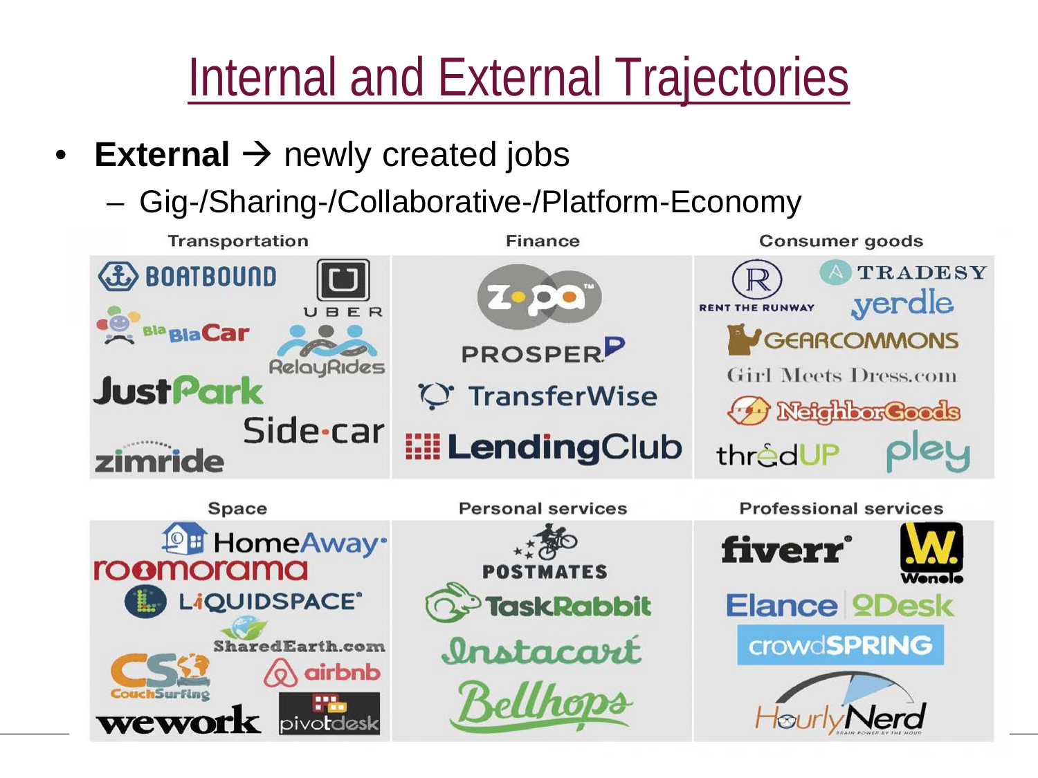# Internal and External Trajectories

- **External** → newly created jobs
  - Gig-/Sharing-/Collaborative-/Platform-Economy

| Transportation | Finance | Consumer goods |
| --- | --- | --- |
| BOATBOUND, UBER, BlaBlaCar, RelayRides, JustPark, Side-car, zimride | zopa, PROSPER, TransferWise, LendingClub | RENT THE RUNWAY, TRADESY, yerdle, GEARCOMMONS, Girl Meets Dress.com, NeighborGoods, thredUP, pley |

| Space | Personal services | Professional services |
| --- | --- | --- |
| HomeAway, roomorama, LiQUIDSPACE, SharedEarth.com, CouchSurfing, airbnb, wework, pivotdesk | POSTMATES, TaskRabbit, Instacart, Bellhops | fiverr, Wonolo, Elance, oDesk, crowdSPRING, HourlyNerd |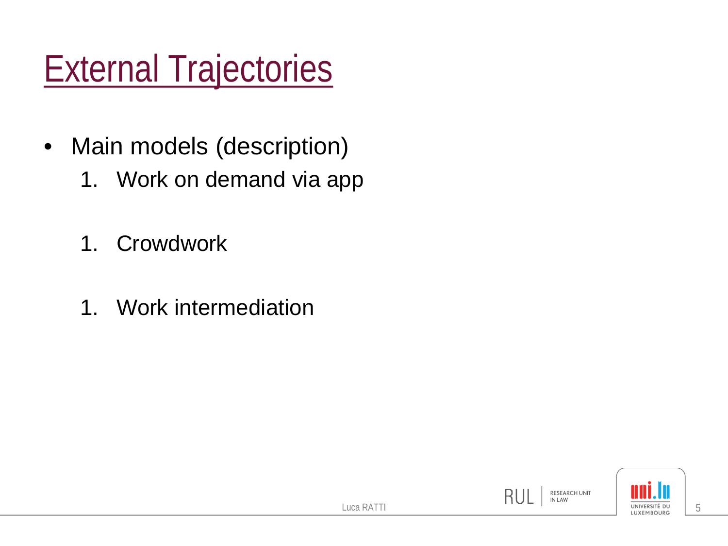# External Trajectories

- Main models (description)
    1. Work on demand via app

    1. Crowdwork

    1. Work intermediation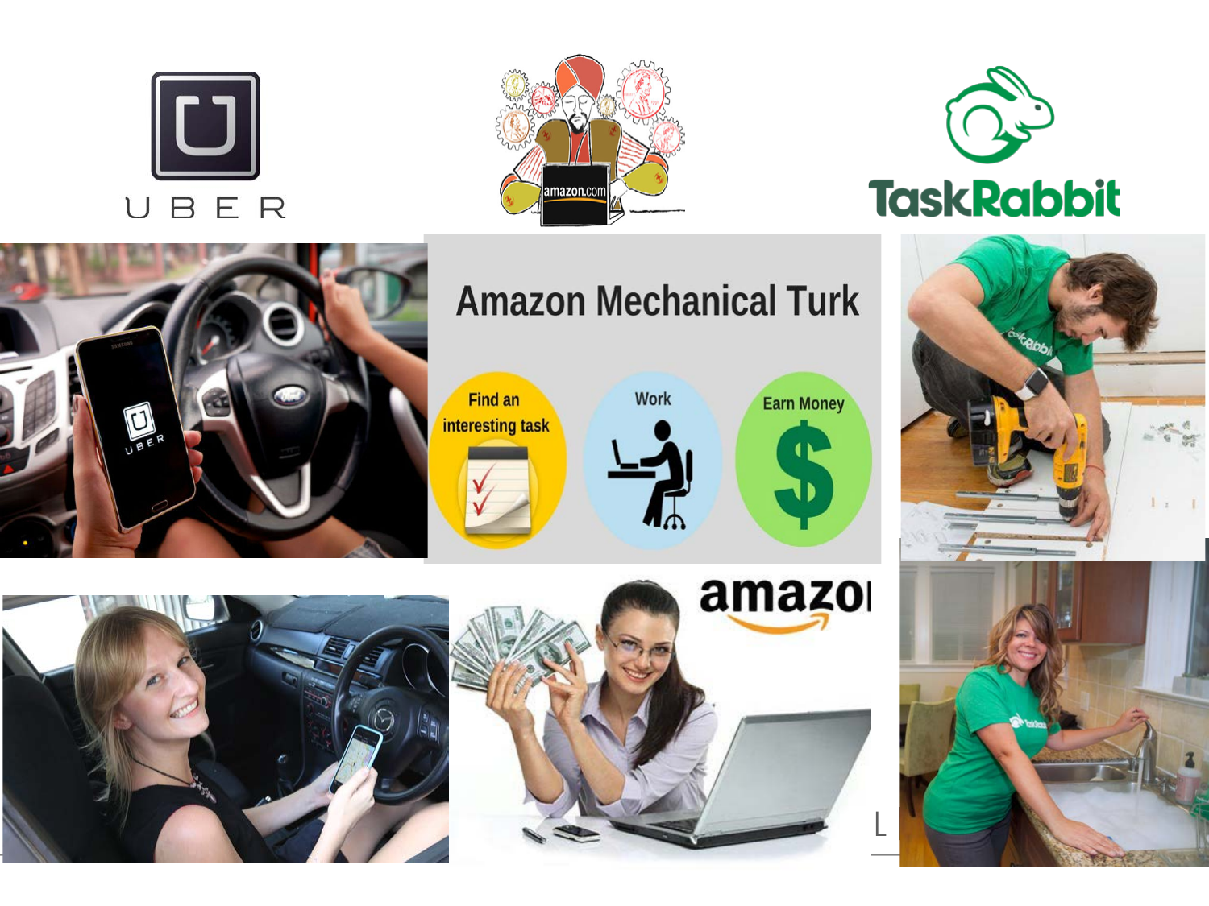UBER

TaskRabbit

Amazon Mechanical Turk

Find an interesting task

Work

Earn Money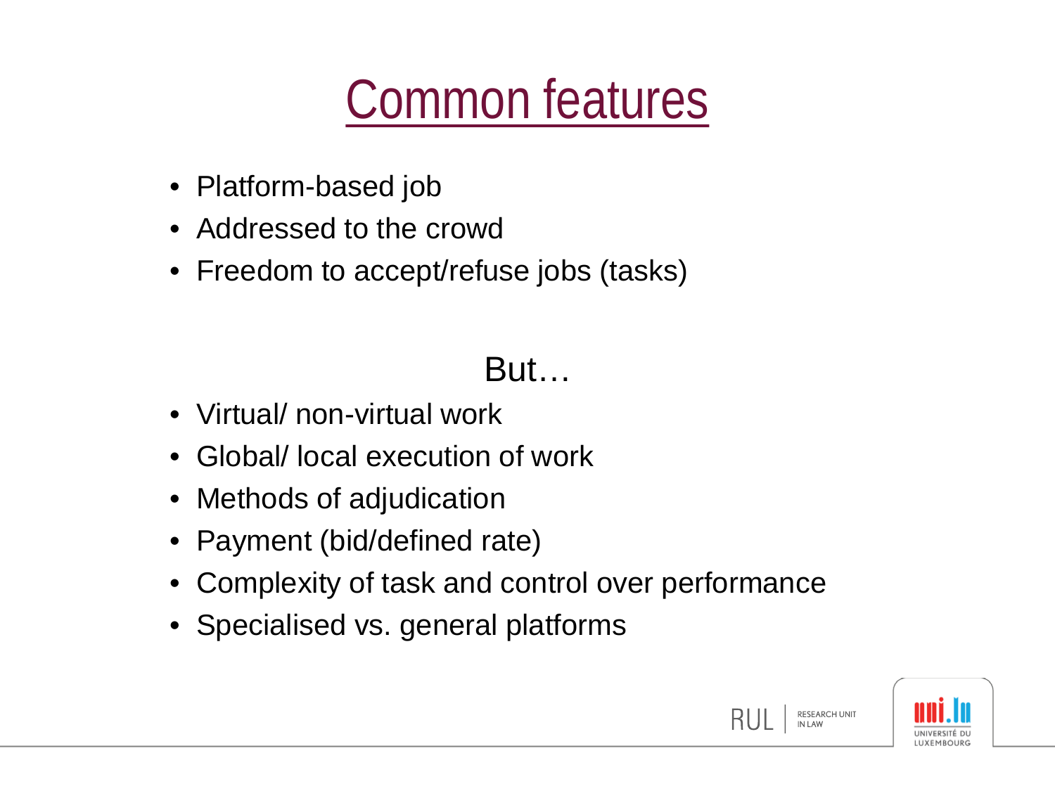# Common features

- Platform-based job
- Addressed to the crowd
- Freedom to accept/refuse jobs (tasks)

But…

- Virtual/ non-virtual work
- Global/ local execution of work
- Methods of adjudication
- Payment (bid/defined rate)
- Complexity of task and control over performance
- Specialised vs. general platforms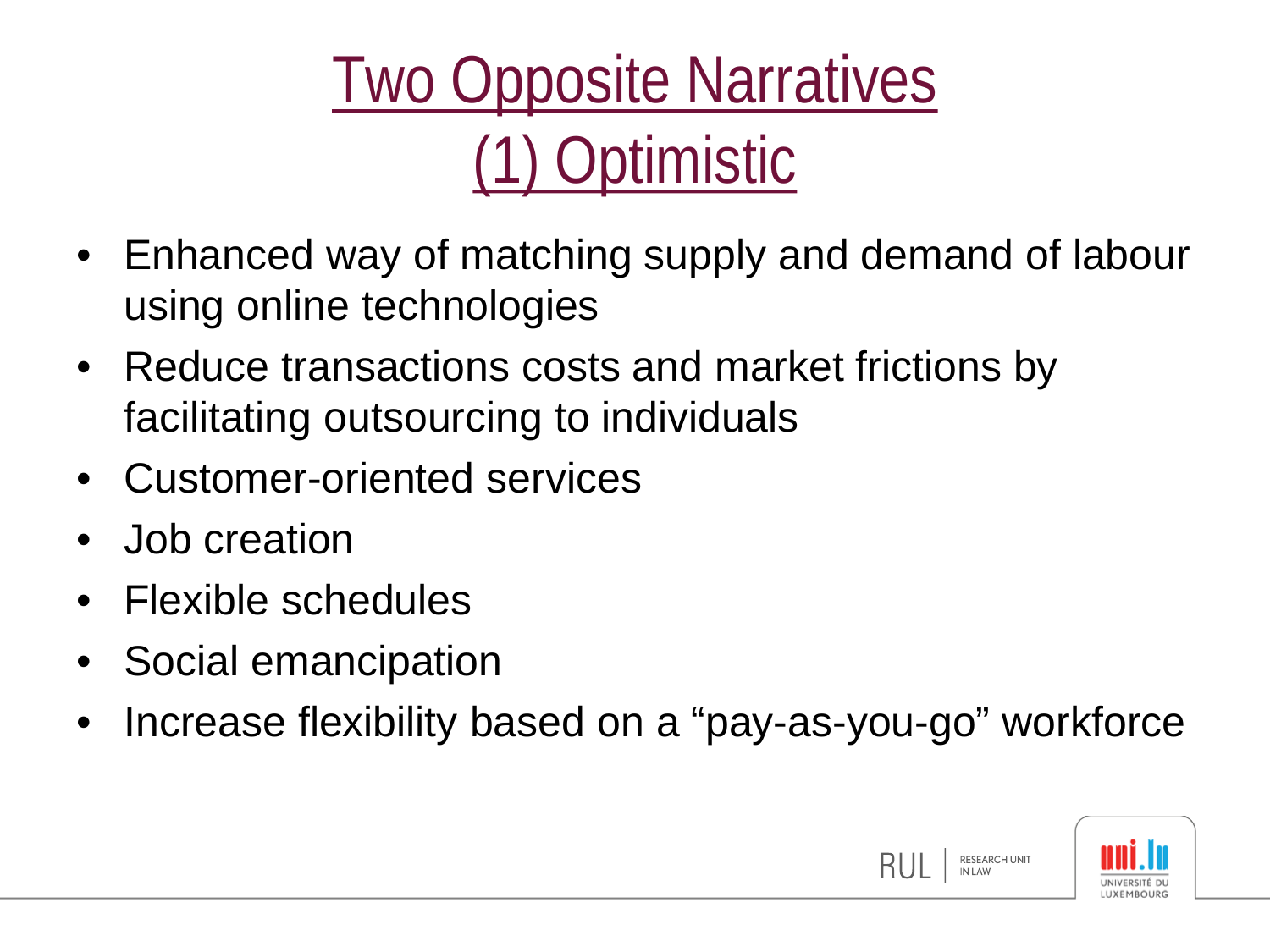# Two Opposite Narratives
# (1) Optimistic

- Enhanced way of matching supply and demand of labour using online technologies
- Reduce transactions costs and market frictions by facilitating outsourcing to individuals
- Customer-oriented services
- Job creation
- Flexible schedules
- Social emancipation
- Increase flexibility based on a “pay-as-you-go” workforce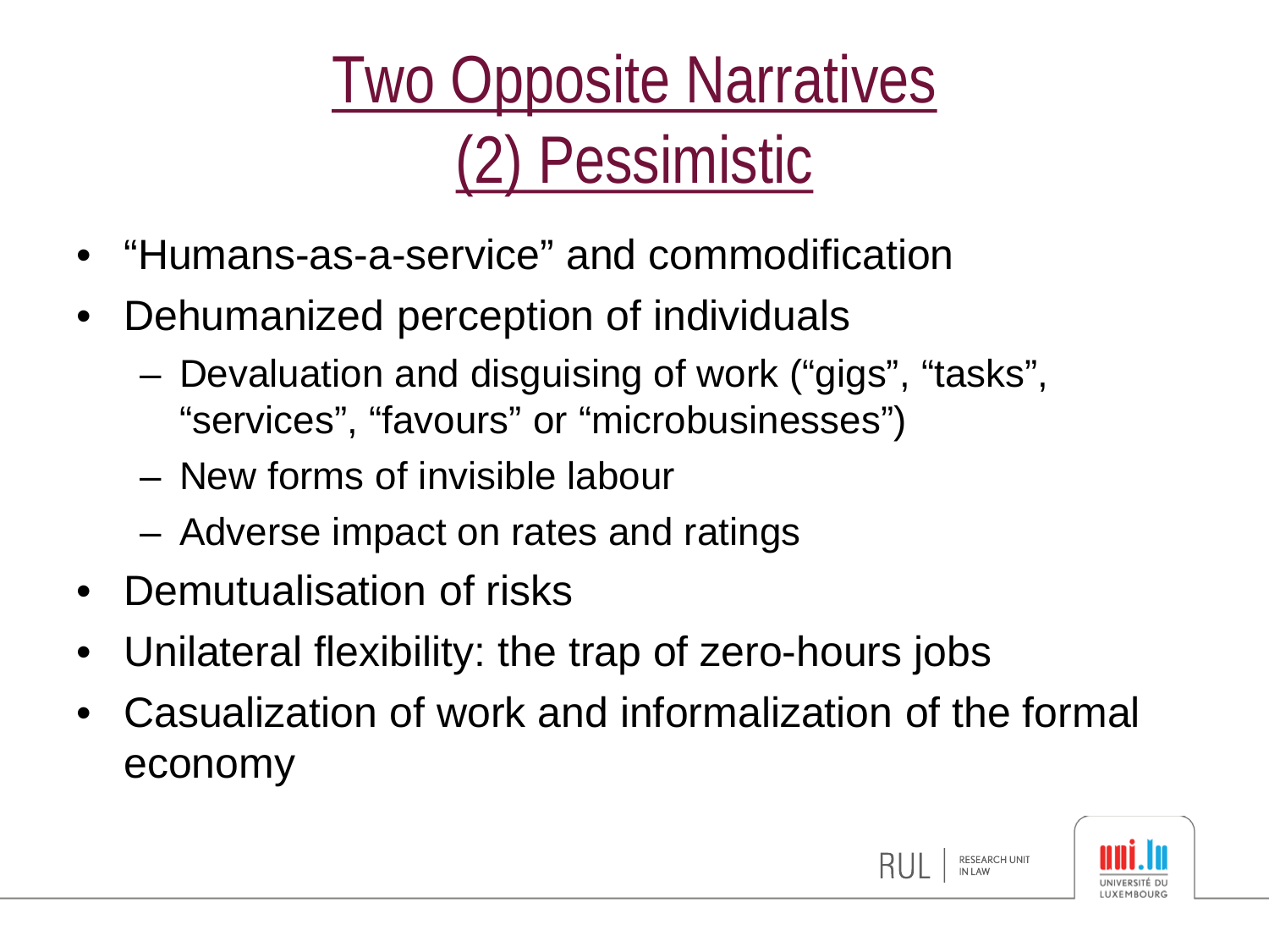# Two Opposite Narratives
# (2) Pessimistic

- "Humans-as-a-service" and commodification
- Dehumanized perception of individuals
  - Devaluation and disguising of work ("gigs", "tasks", "services", "favours" or "microbusinesses")
  - New forms of invisible labour
  - Adverse impact on rates and ratings
- Demutualisation of risks
- Unilateral flexibility: the trap of zero-hours jobs
- Casualization of work and informalization of the formal economy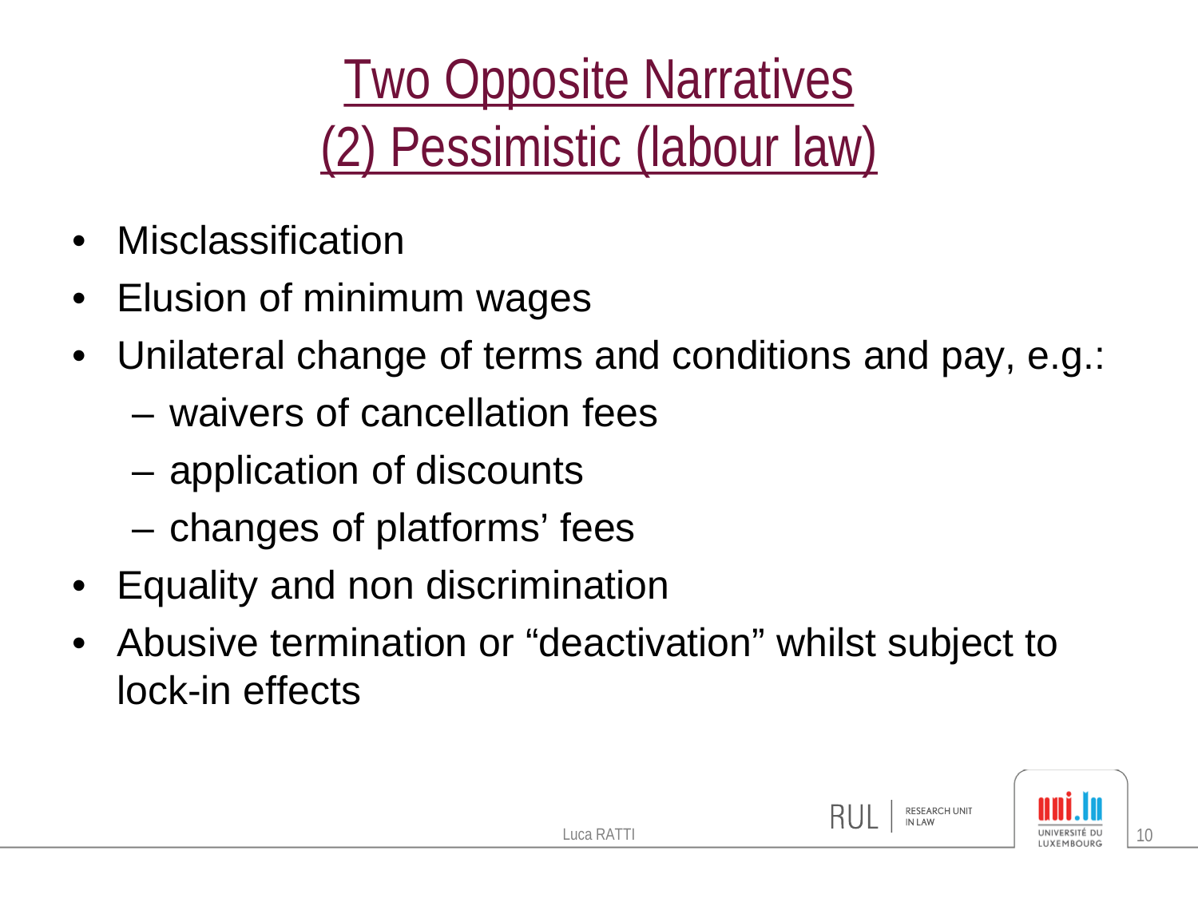# Two Opposite Narratives
# (2) Pessimistic (labour law)

- Misclassification
- Elusion of minimum wages
- Unilateral change of terms and conditions and pay, e.g.:
  - waivers of cancellation fees
  - application of discounts
  - changes of platforms' fees
- Equality and non discrimination
- Abusive termination or "deactivation" whilst subject to lock-in effects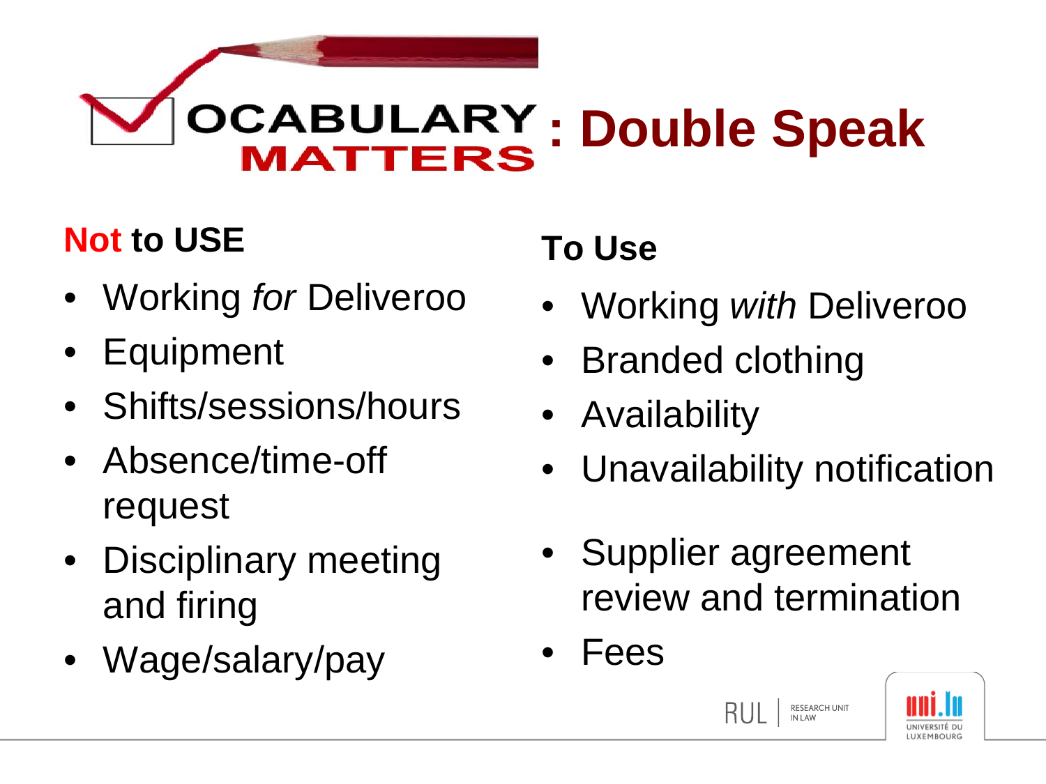# VOCABULARY MATTERS: Double Speak

**Not to USE**

- Working *for* Deliveroo
- Equipment
- Shifts/sessions/hours
- Absence/time-off request
- Disciplinary meeting and firing
- Wage/salary/pay

**To Use**

- Working *with* Deliveroo
- Branded clothing
- Availability
- Unavailability notification
- Supplier agreement review and termination
- Fees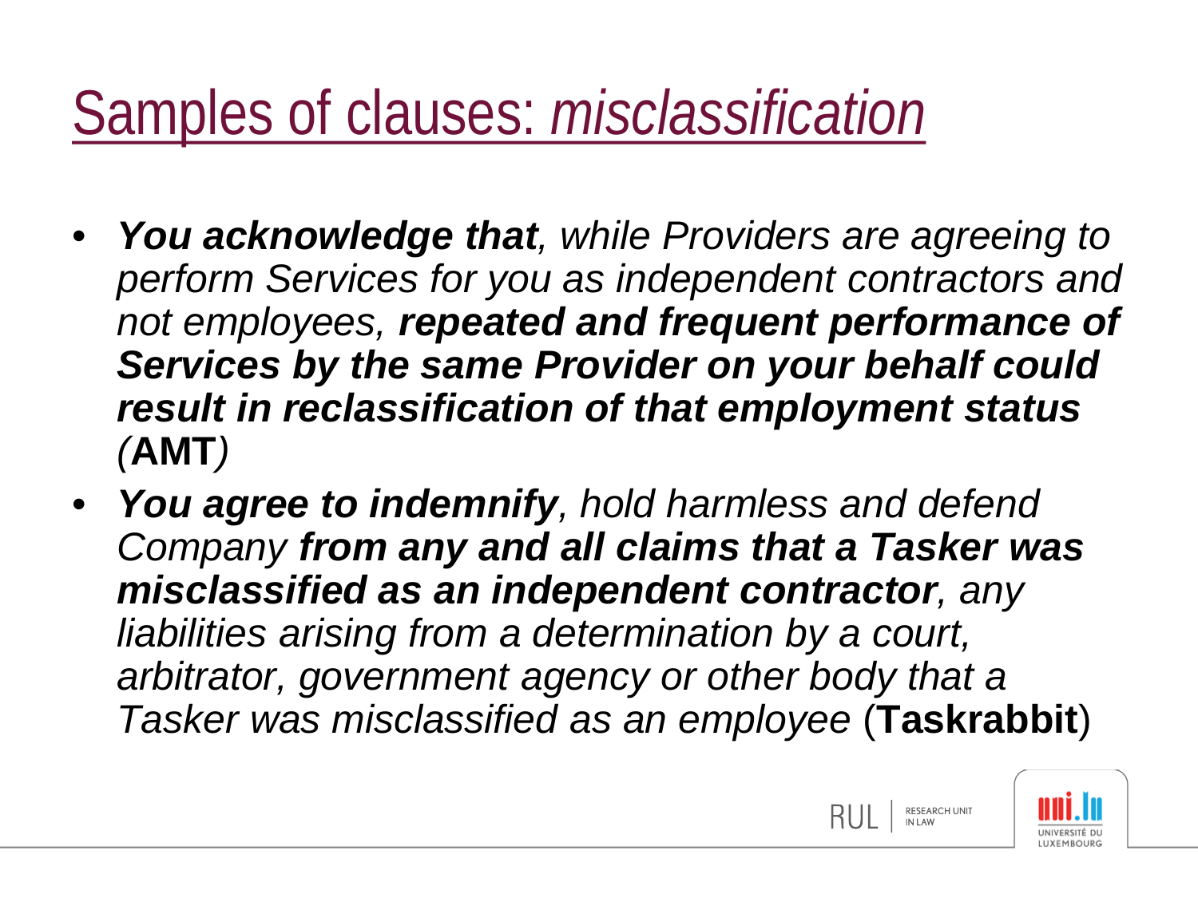# Samples of clauses: *misclassification*

- ***You acknowledge that**, while Providers are agreeing to perform Services for you as independent contractors and not employees, **repeated and frequent performance of Services by the same Provider on your behalf could result in reclassification of that employment status** (***AMT***)
- ***You agree to indemnify**, hold harmless and defend Company **from any and all claims that a Tasker was misclassified as an independent contractor**, any liabilities arising from a determination by a court, arbitrator, government agency or other body that a Tasker was misclassified as an employee* (**Taskrabbit**)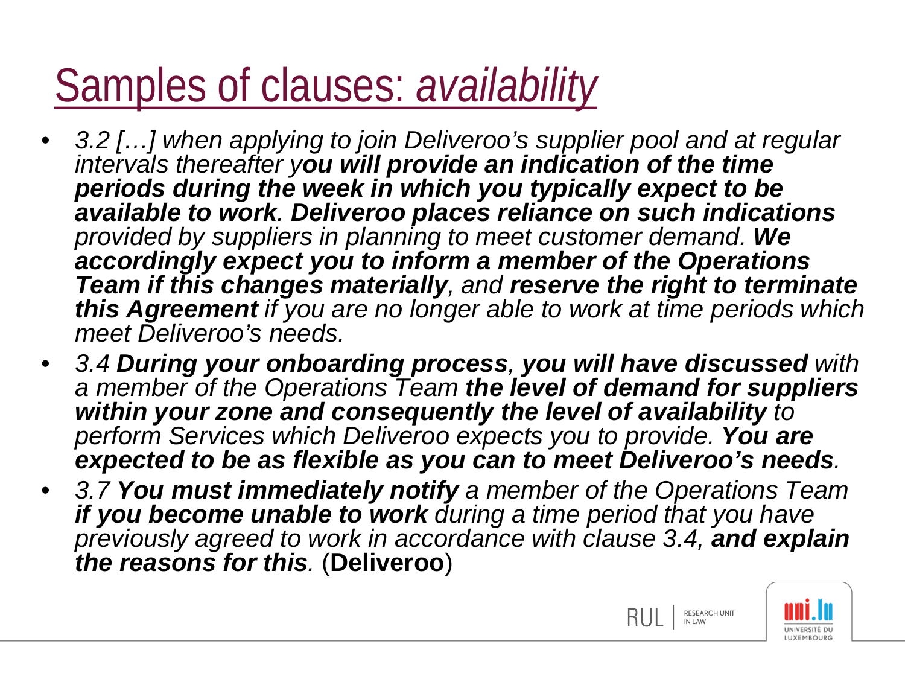# Samples of clauses: *availability*

- *3.2 […] when applying to join Deliveroo's supplier pool and at regular intervals thereafter y**ou will provide an indication of the time periods during the week in which you typically expect to be available to work**. **Deliveroo places reliance on such indications** provided by suppliers in planning to meet customer demand. **We accordingly expect you to inform a member of the Operations Team if this changes materially**, and **reserve the right to terminate this Agreement** if you are no longer able to work at time periods which meet Deliveroo's needs.*
- *3.4 **During your onboarding process**, **you will have discussed** with a member of the Operations Team **the level of demand for suppliers within your zone and consequently the level of availability** to perform Services which Deliveroo expects you to provide. **You are expected to be as flexible as you can to meet Deliveroo's needs**.*
- *3.7 **You must immediately notify** a member of the Operations Team **if you become unable to work** during a time period that you have previously agreed to work in accordance with clause 3.4, **and explain the reasons for this**.* (**Deliveroo**)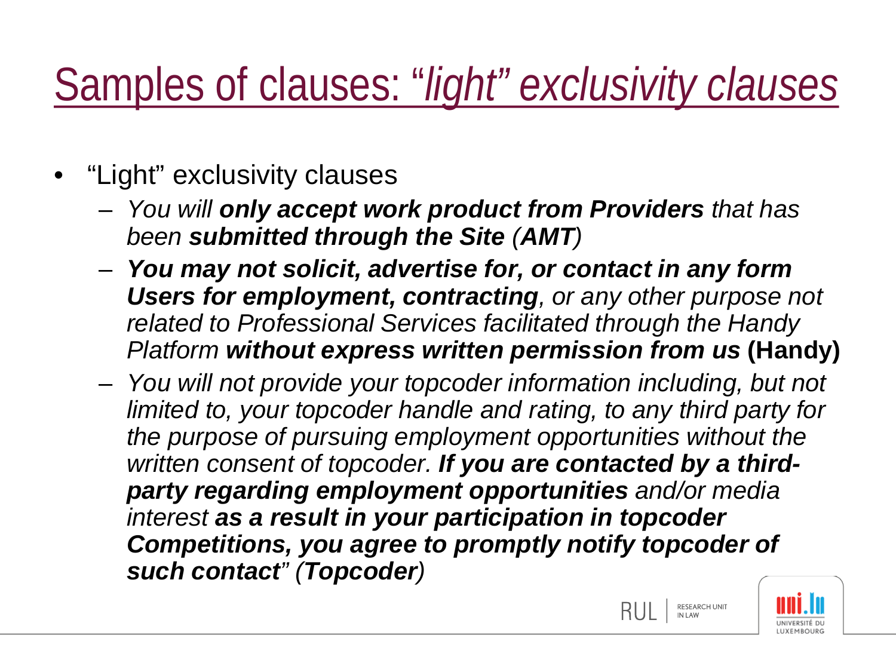# Samples of clauses: "*light" exclusivity clauses*

- "Light" exclusivity clauses
  - *You will **only accept work product from Providers** that has been **submitted through the Site** (**AMT**)*
  - ***You may not solicit, advertise for, or contact in any form Users for employment, contracting**, or any other purpose not related to Professional Services facilitated through the Handy Platform **without express written permission from us*** **(Handy)**
  - *You will not provide your topcoder information including, but not limited to, your topcoder handle and rating, to any third party for the purpose of pursuing employment opportunities without the written consent of topcoder. **If you are contacted by a third-party regarding employment opportunities** and/or media interest **as a result in your participation in topcoder Competitions, you agree to promptly notify topcoder of such contact**" (**Topcoder**)*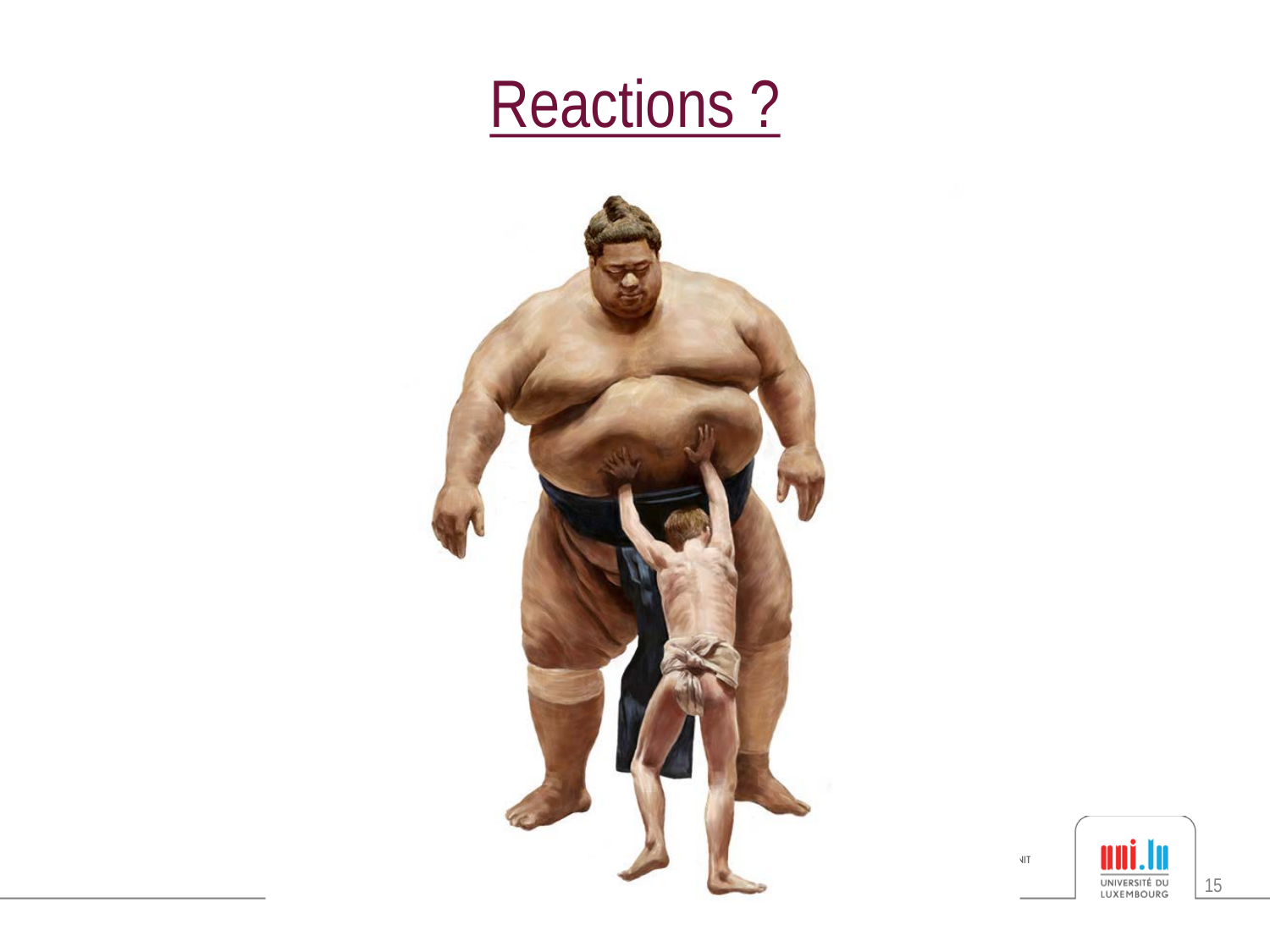# Reactions ?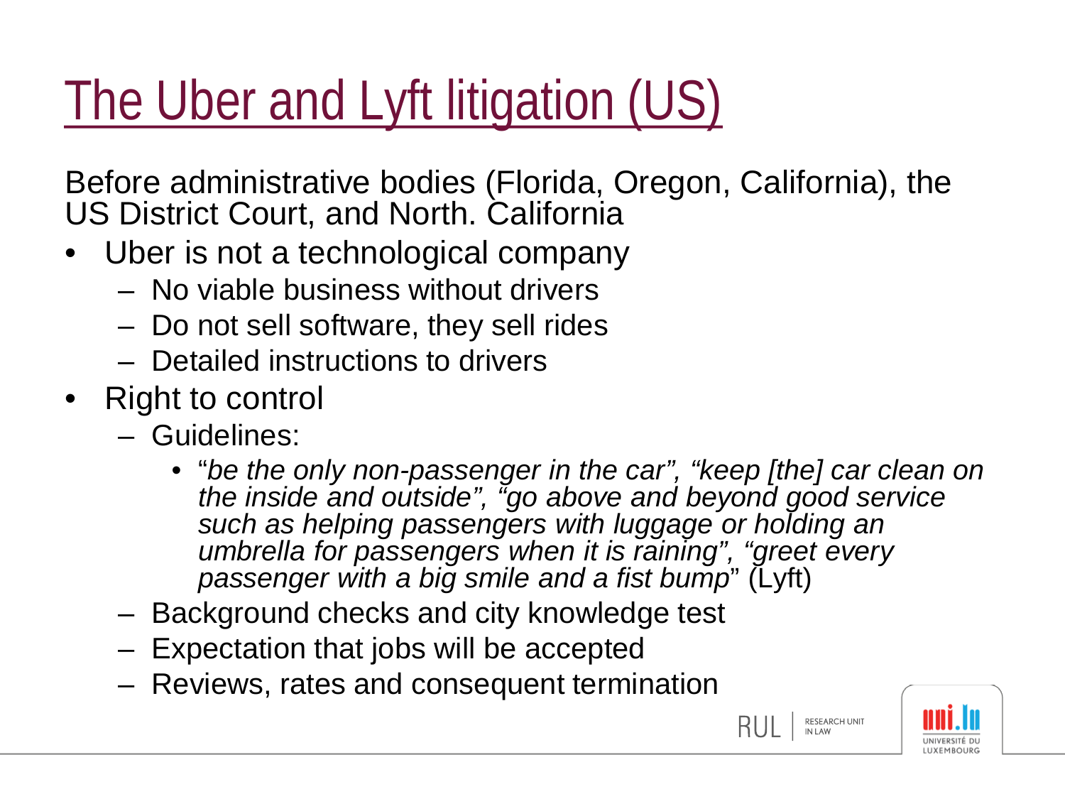# The Uber and Lyft litigation (US)

Before administrative bodies (Florida, Oregon, California), the US District Court, and North. California

- Uber is not a technological company
  - No viable business without drivers
  - Do not sell software, they sell rides
  - Detailed instructions to drivers
- Right to control
  - Guidelines:
    - "*be the only non-passenger in the car", "keep [the] car clean on the inside and outside", "go above and beyond good service such as helping passengers with luggage or holding an umbrella for passengers when it is raining", "greet every passenger with a big smile and a fist bump*" (Lyft)
  - Background checks and city knowledge test
  - Expectation that jobs will be accepted
  - Reviews, rates and consequent termination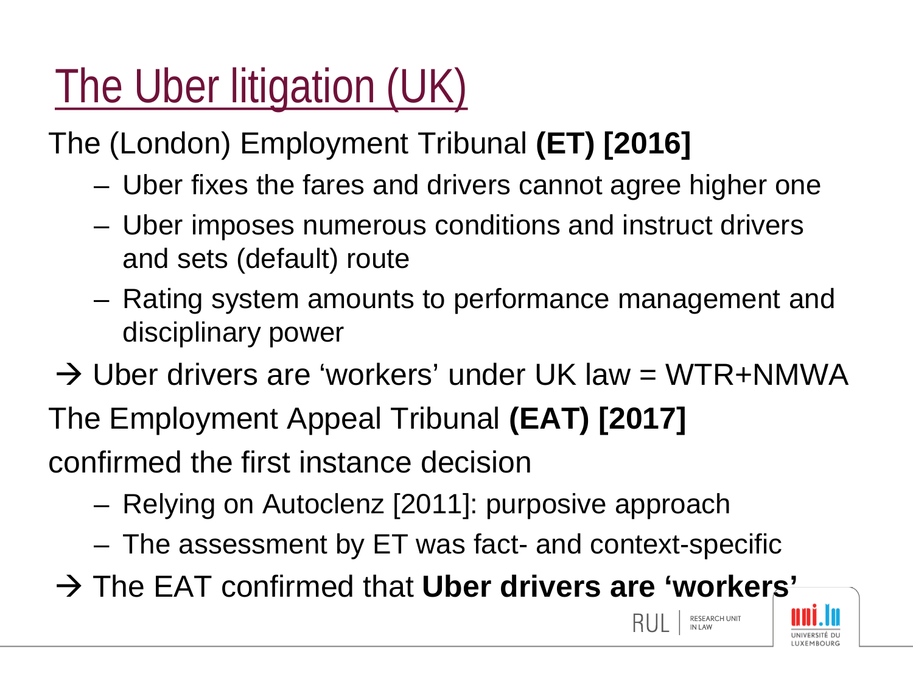# The Uber litigation (UK)

The (London) Employment Tribunal **(ET) [2016]**

- Uber fixes the fares and drivers cannot agree higher one
- Uber imposes numerous conditions and instruct drivers and sets (default) route
- Rating system amounts to performance management and disciplinary power

→ Uber drivers are 'workers' under UK law = WTR+NMWA

The Employment Appeal Tribunal **(EAT) [2017]** confirmed the first instance decision

- Relying on Autoclenz [2011]: purposive approach
- The assessment by ET was fact- and context-specific

→ The EAT confirmed that **Uber drivers are 'workers'**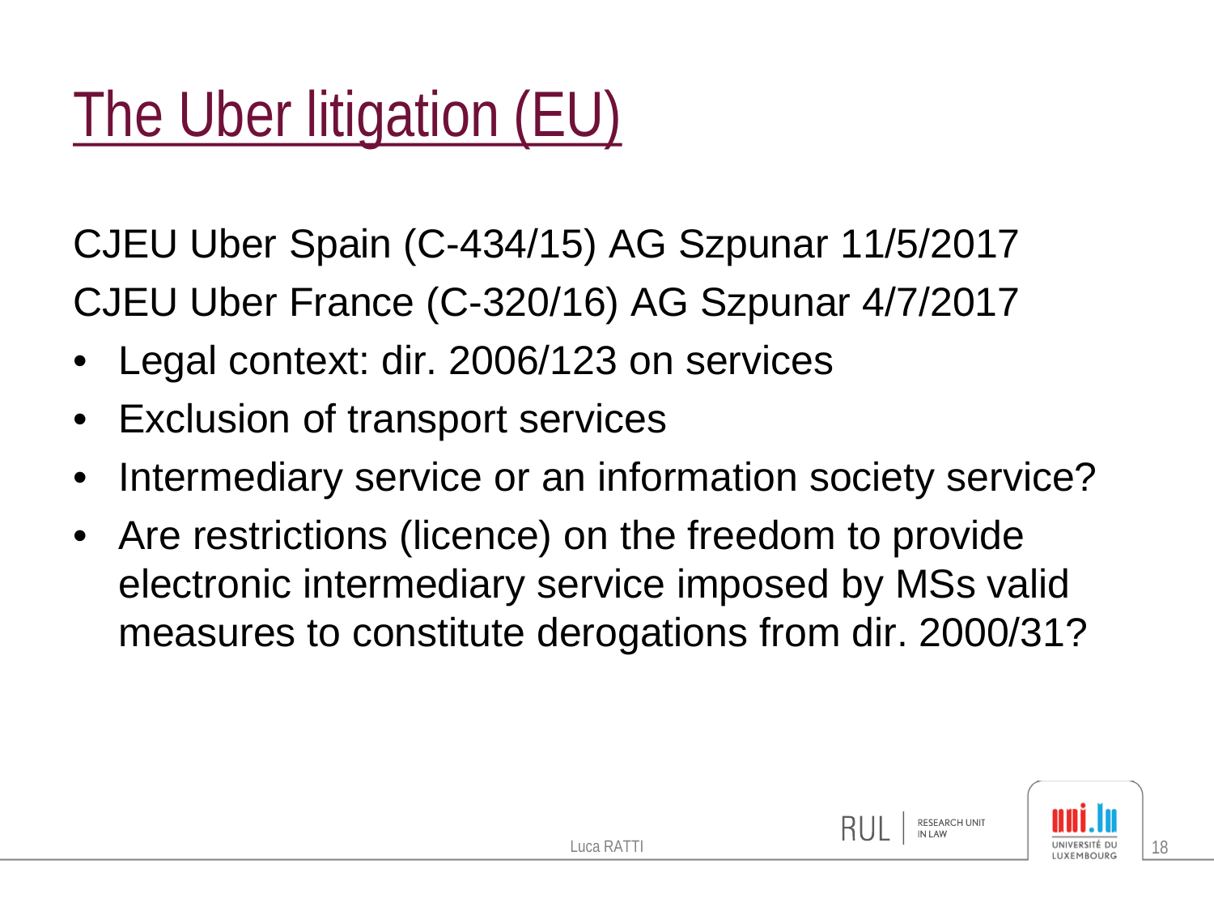# The Uber litigation (EU)

CJEU Uber Spain (C-434/15) AG Szpunar 11/5/2017
CJEU Uber France (C-320/16) AG Szpunar 4/7/2017

- Legal context: dir. 2006/123 on services
- Exclusion of transport services
- Intermediary service or an information society service?
- Are restrictions (licence) on the freedom to provide electronic intermediary service imposed by MSs valid measures to constitute derogations from dir. 2000/31?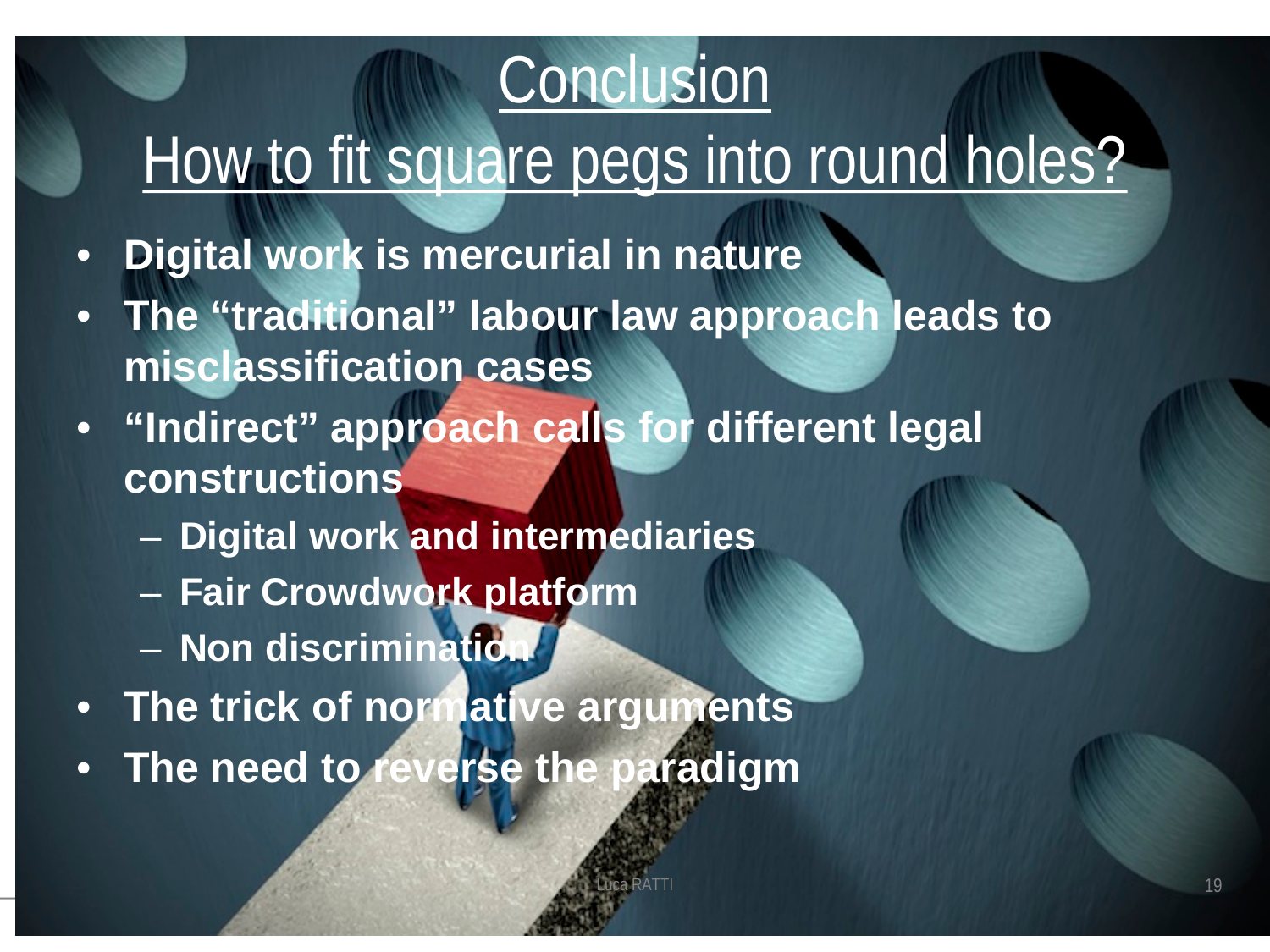# Conclusion

## How to fit square pegs into round holes?

- **Digital work is mercurial in nature**
- **The "traditional" labour law approach leads to misclassification cases**
- **"Indirect" approach calls for different legal constructions**
  - **Digital work and intermediaries**
  - **Fair Crowdwork platform**
  - **Non discrimination**
- **The trick of normative arguments**
- **The need to reverse the paradigm**